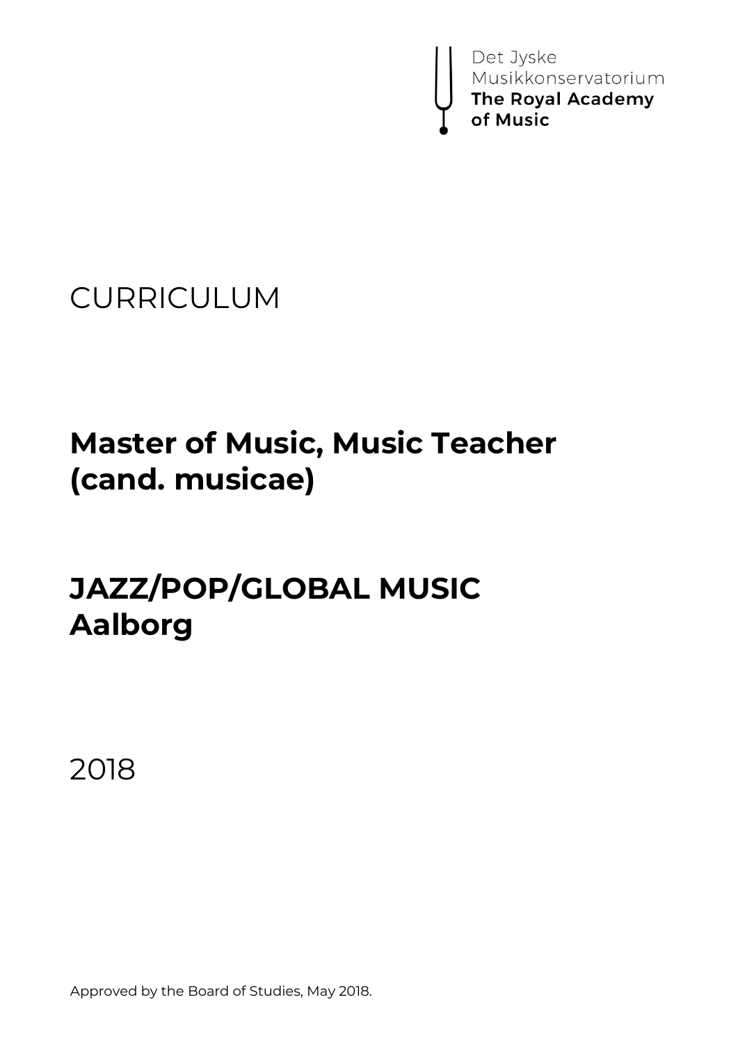Det Jyske
Musikkonservatorium
**The Royal Academy of Music**

CURRICULUM

# Master of Music, Music Teacher (cand. musicae)

# JAZZ/POP/GLOBAL MUSIC
# Aalborg

2018

Approved by the Board of Studies, May 2018.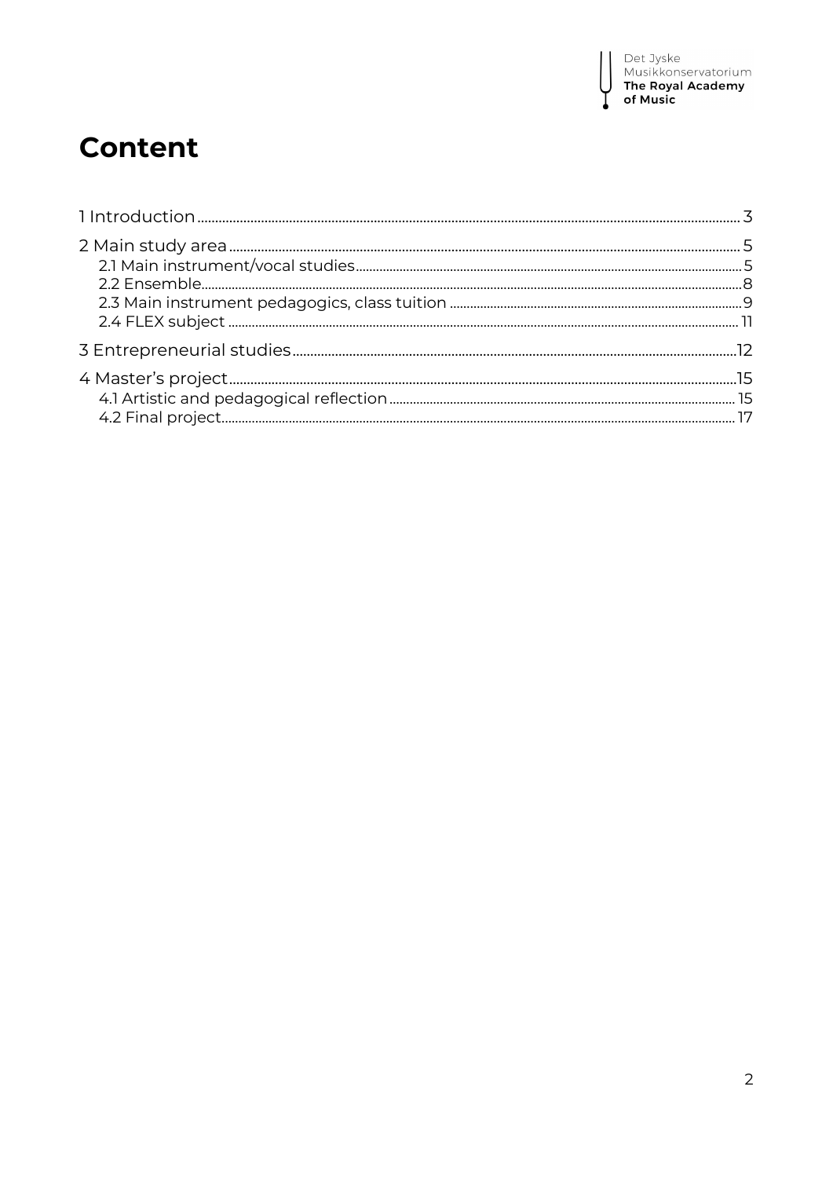# Content

1 Introduction ... 3

2 Main study area ... 5
- 2.1 Main instrument/vocal studies ... 5
- 2.2 Ensemble ... 8
- 2.3 Main instrument pedagogics, class tuition ... 9
- 2.4 FLEX subject ... 11

3 Entrepreneurial studies ... 12

4 Master's project ... 15
- 4.1 Artistic and pedagogical reflection ... 15
- 4.2 Final project ... 17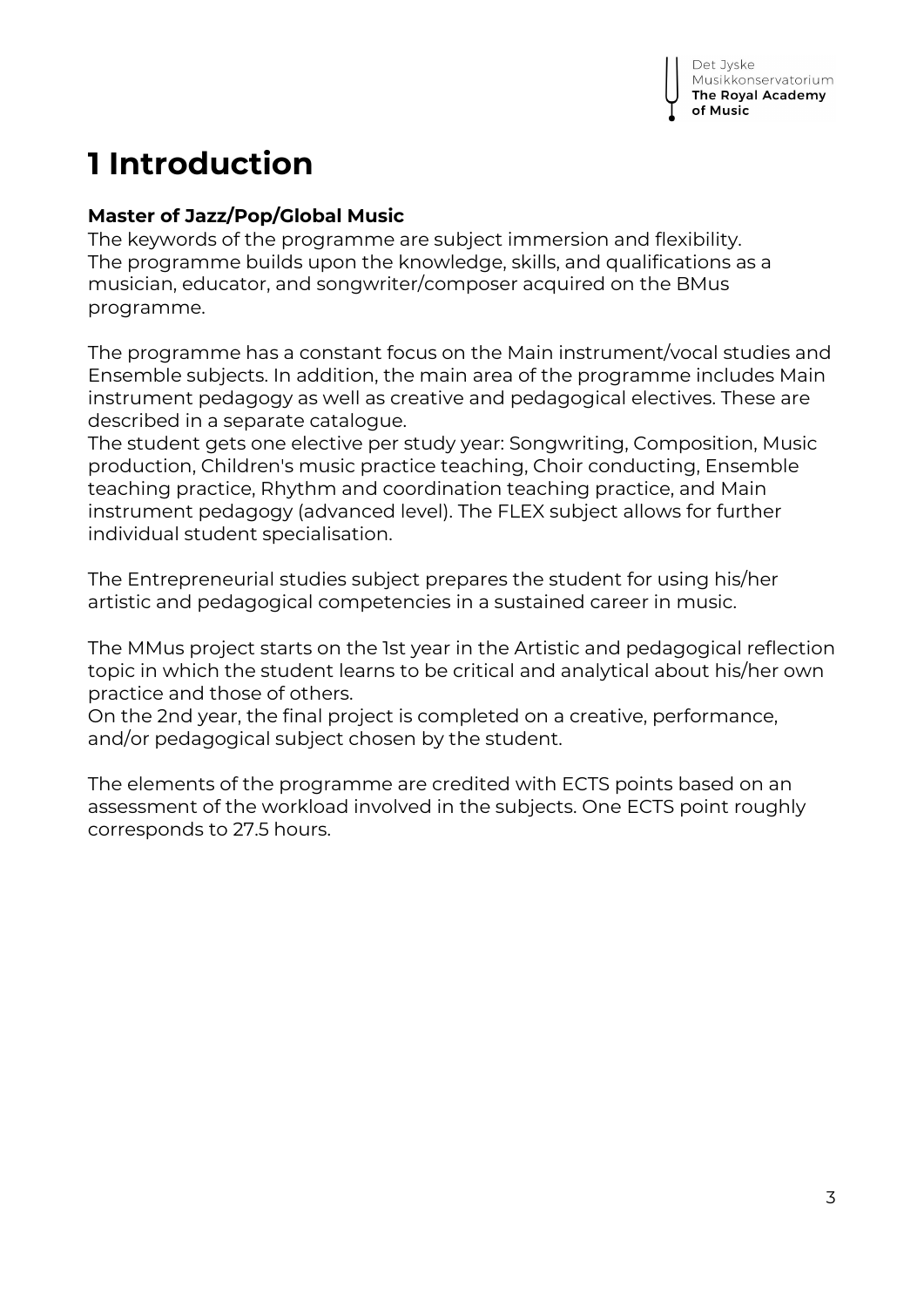# 1 Introduction

**Master of Jazz/Pop/Global Music**

The keywords of the programme are subject immersion and flexibility.
The programme builds upon the knowledge, skills, and qualifications as a musician, educator, and songwriter/composer acquired on the BMus programme.

The programme has a constant focus on the Main instrument/vocal studies and Ensemble subjects. In addition, the main area of the programme includes Main instrument pedagogy as well as creative and pedagogical electives. These are described in a separate catalogue.
The student gets one elective per study year: Songwriting, Composition, Music production, Children's music practice teaching, Choir conducting, Ensemble teaching practice, Rhythm and coordination teaching practice, and Main instrument pedagogy (advanced level). The FLEX subject allows for further individual student specialisation.

The Entrepreneurial studies subject prepares the student for using his/her artistic and pedagogical competencies in a sustained career in music.

The MMus project starts on the 1st year in the Artistic and pedagogical reflection topic in which the student learns to be critical and analytical about his/her own practice and those of others.
On the 2nd year, the final project is completed on a creative, performance, and/or pedagogical subject chosen by the student.

The elements of the programme are credited with ECTS points based on an assessment of the workload involved in the subjects. One ECTS point roughly corresponds to 27.5 hours.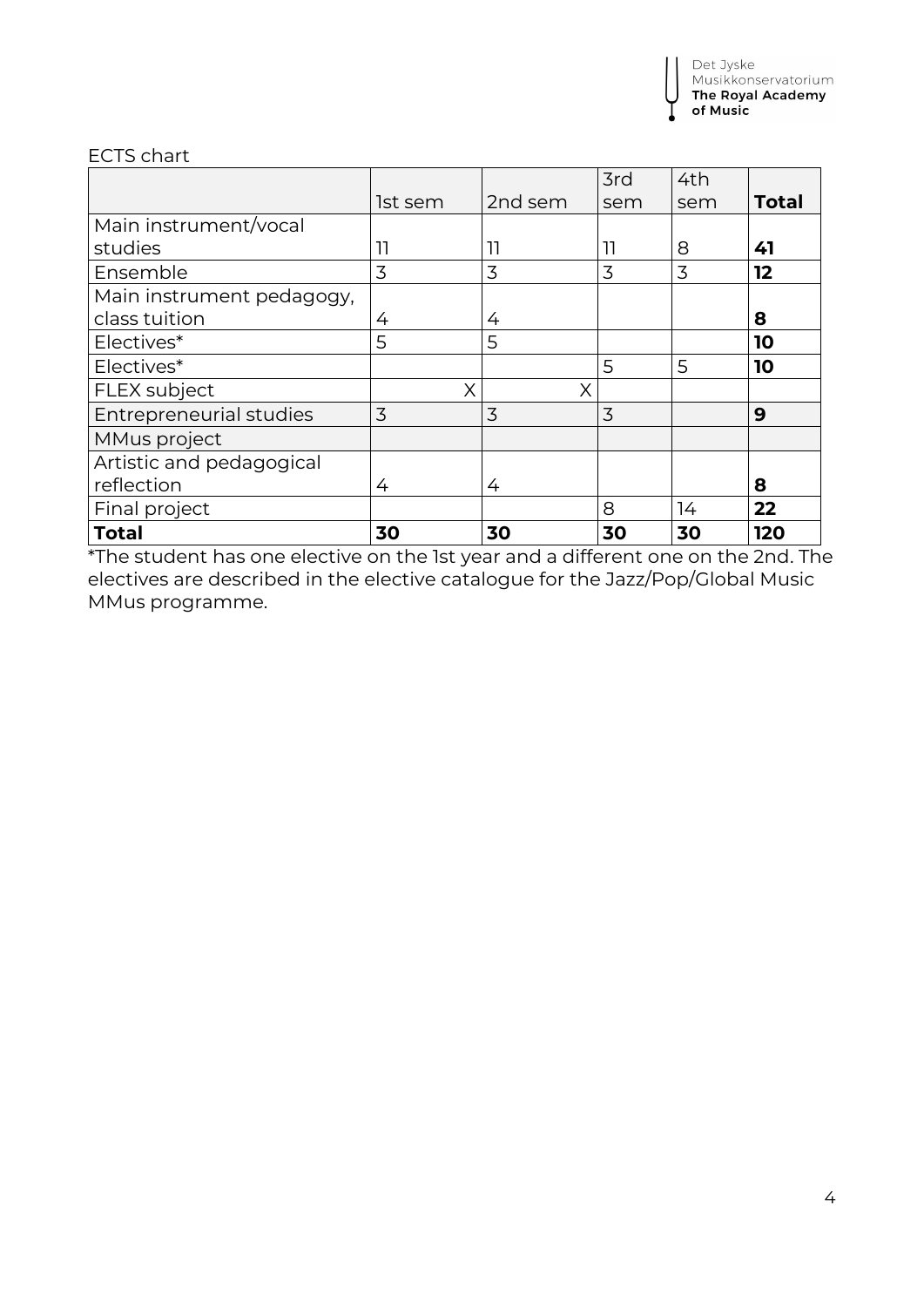ECTS chart

| | 1st sem | 2nd sem | 3rd sem | 4th sem | **Total** |
|---|---|---|---|---|---|
| Main instrument/vocal studies | 11 | 11 | 11 | 8 | **41** |
| Ensemble | 3 | 3 | 3 | 3 | **12** |
| Main instrument pedagogy, class tuition | 4 | 4 | | | **8** |
| Electives* | 5 | 5 | | | **10** |
| Electives* | | | 5 | 5 | **10** |
| FLEX subject | X | X | | | |
| Entrepreneurial studies | 3 | 3 | 3 | | **9** |
| MMus project | | | | | |
| Artistic and pedagogical reflection | 4 | 4 | | | **8** |
| Final project | | | 8 | 14 | **22** |
| **Total** | **30** | **30** | **30** | **30** | **120** |

*The student has one elective on the 1st year and a different one on the 2nd. The electives are described in the elective catalogue for the Jazz/Pop/Global Music MMus programme.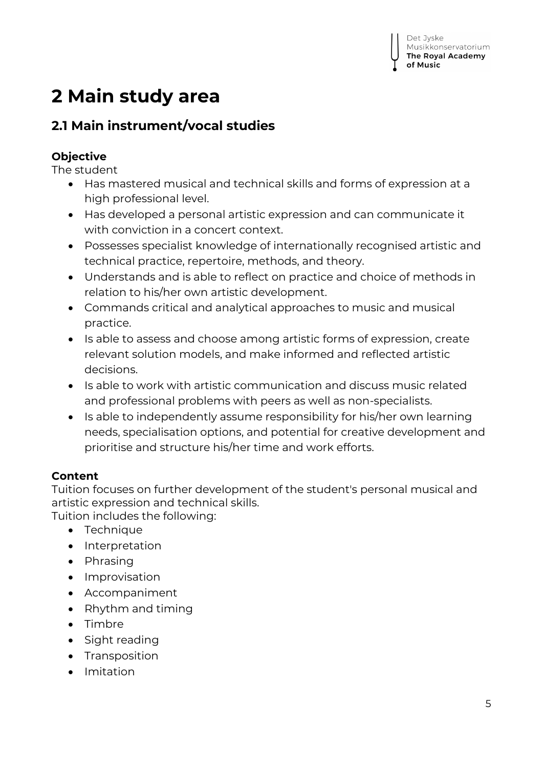# 2 Main study area

## 2.1 Main instrument/vocal studies

**Objective**

The student

- Has mastered musical and technical skills and forms of expression at a high professional level.
- Has developed a personal artistic expression and can communicate it with conviction in a concert context.
- Possesses specialist knowledge of internationally recognised artistic and technical practice, repertoire, methods, and theory.
- Understands and is able to reflect on practice and choice of methods in relation to his/her own artistic development.
- Commands critical and analytical approaches to music and musical practice.
- Is able to assess and choose among artistic forms of expression, create relevant solution models, and make informed and reflected artistic decisions.
- Is able to work with artistic communication and discuss music related and professional problems with peers as well as non-specialists.
- Is able to independently assume responsibility for his/her own learning needs, specialisation options, and potential for creative development and prioritise and structure his/her time and work efforts.

**Content**

Tuition focuses on further development of the student's personal musical and artistic expression and technical skills.

Tuition includes the following:

- Technique
- Interpretation
- Phrasing
- Improvisation
- Accompaniment
- Rhythm and timing
- Timbre
- Sight reading
- Transposition
- Imitation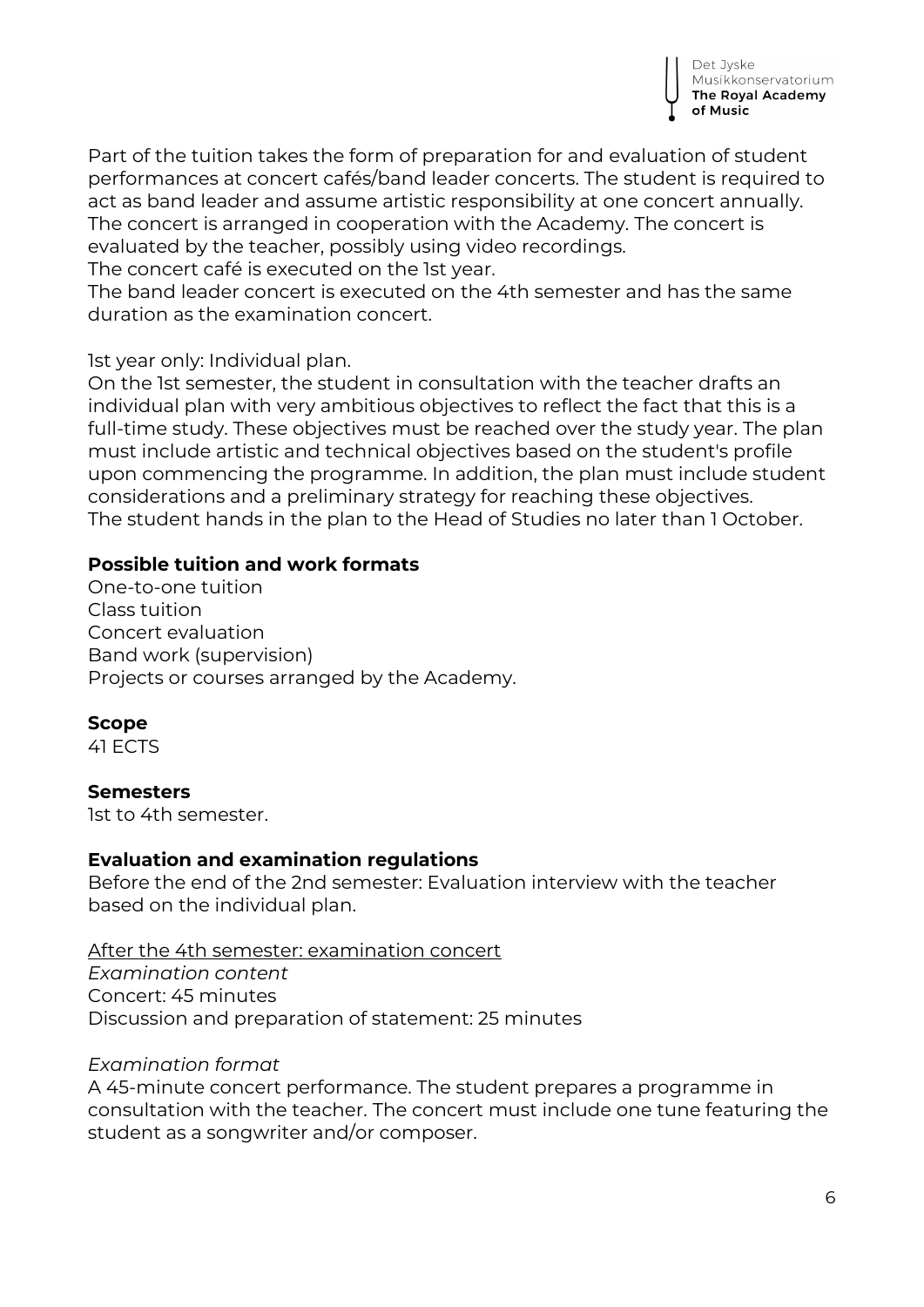Part of the tuition takes the form of preparation for and evaluation of student performances at concert cafés/band leader concerts. The student is required to act as band leader and assume artistic responsibility at one concert annually. The concert is arranged in cooperation with the Academy. The concert is evaluated by the teacher, possibly using video recordings.
The concert café is executed on the 1st year.
The band leader concert is executed on the 4th semester and has the same duration as the examination concert.

1st year only: Individual plan.
On the 1st semester, the student in consultation with the teacher drafts an individual plan with very ambitious objectives to reflect the fact that this is a full-time study. These objectives must be reached over the study year. The plan must include artistic and technical objectives based on the student's profile upon commencing the programme. In addition, the plan must include student considerations and a preliminary strategy for reaching these objectives.
The student hands in the plan to the Head of Studies no later than 1 October.

**Possible tuition and work formats**
One-to-one tuition
Class tuition
Concert evaluation
Band work (supervision)
Projects or courses arranged by the Academy.

**Scope**
41 ECTS

**Semesters**
1st to 4th semester.

**Evaluation and examination regulations**
Before the end of the 2nd semester: Evaluation interview with the teacher based on the individual plan.

<u>After the 4th semester: examination concert</u>
*Examination content*
Concert: 45 minutes
Discussion and preparation of statement: 25 minutes

*Examination format*
A 45-minute concert performance. The student prepares a programme in consultation with the teacher. The concert must include one tune featuring the student as a songwriter and/or composer.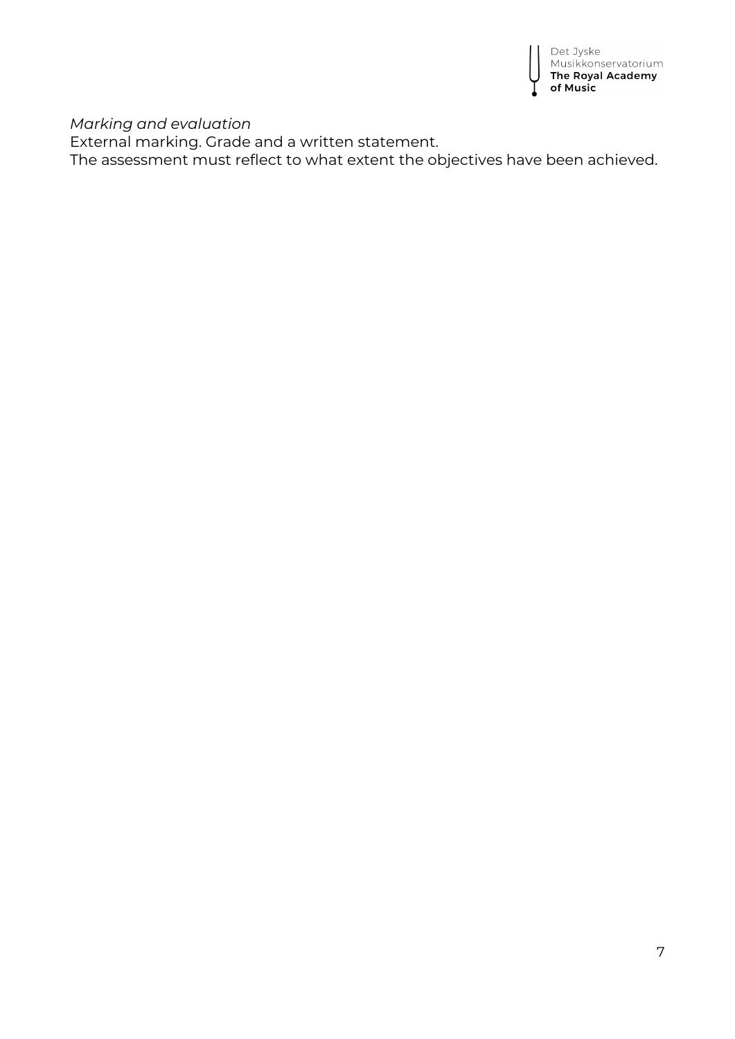*Marking and evaluation*

External marking. Grade and a written statement.

The assessment must reflect to what extent the objectives have been achieved.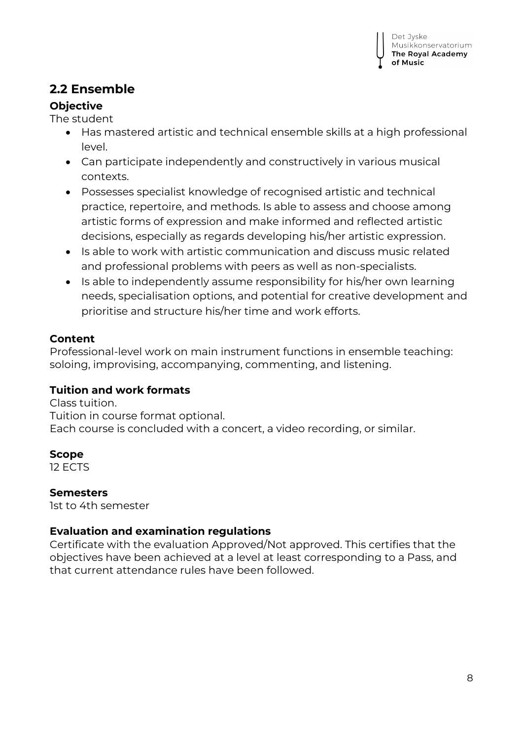## 2.2 Ensemble

### Objective

The student

- Has mastered artistic and technical ensemble skills at a high professional level.
- Can participate independently and constructively in various musical contexts.
- Possesses specialist knowledge of recognised artistic and technical practice, repertoire, and methods. Is able to assess and choose among artistic forms of expression and make informed and reflected artistic decisions, especially as regards developing his/her artistic expression.
- Is able to work with artistic communication and discuss music related and professional problems with peers as well as non-specialists.
- Is able to independently assume responsibility for his/her own learning needs, specialisation options, and potential for creative development and prioritise and structure his/her time and work efforts.

### Content

Professional-level work on main instrument functions in ensemble teaching: soloing, improvising, accompanying, commenting, and listening.

### Tuition and work formats

Class tuition.
Tuition in course format optional.
Each course is concluded with a concert, a video recording, or similar.

### Scope

12 ECTS

### Semesters

1st to 4th semester

### Evaluation and examination regulations

Certificate with the evaluation Approved/Not approved. This certifies that the objectives have been achieved at a level at least corresponding to a Pass, and that current attendance rules have been followed.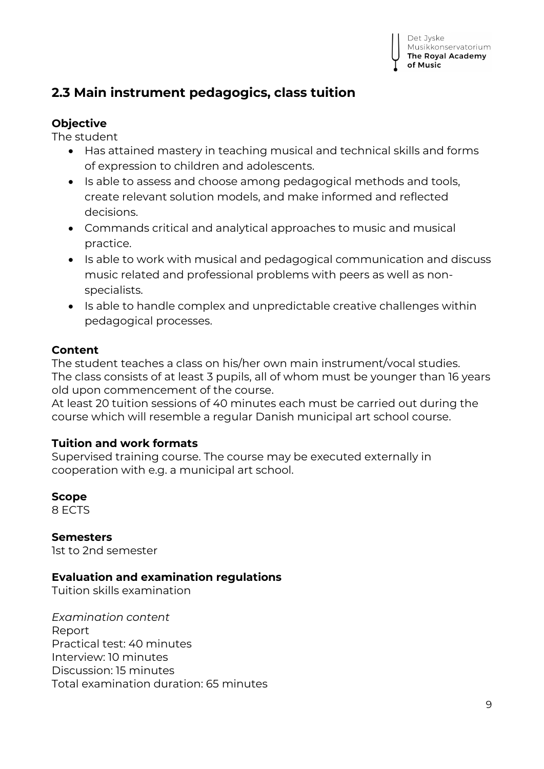## 2.3 Main instrument pedagogics, class tuition

**Objective**
The student

- Has attained mastery in teaching musical and technical skills and forms of expression to children and adolescents.
- Is able to assess and choose among pedagogical methods and tools, create relevant solution models, and make informed and reflected decisions.
- Commands critical and analytical approaches to music and musical practice.
- Is able to work with musical and pedagogical communication and discuss music related and professional problems with peers as well as non-specialists.
- Is able to handle complex and unpredictable creative challenges within pedagogical processes.

**Content**
The student teaches a class on his/her own main instrument/vocal studies.
The class consists of at least 3 pupils, all of whom must be younger than 16 years old upon commencement of the course.
At least 20 tuition sessions of 40 minutes each must be carried out during the course which will resemble a regular Danish municipal art school course.

**Tuition and work formats**
Supervised training course. The course may be executed externally in cooperation with e.g. a municipal art school.

**Scope**
8 ECTS

**Semesters**
1st to 2nd semester

**Evaluation and examination regulations**
Tuition skills examination

*Examination content*
Report
Practical test: 40 minutes
Interview: 10 minutes
Discussion: 15 minutes
Total examination duration: 65 minutes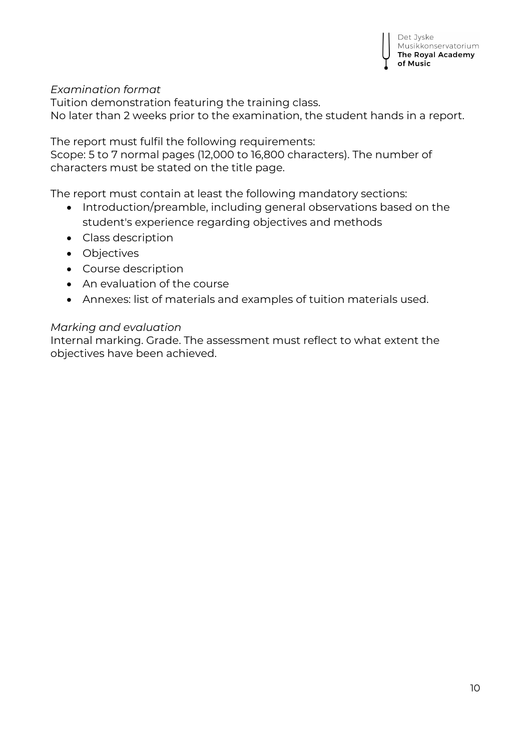*Examination format*

Tuition demonstration featuring the training class.
No later than 2 weeks prior to the examination, the student hands in a report.

The report must fulfil the following requirements:
Scope: 5 to 7 normal pages (12,000 to 16,800 characters). The number of characters must be stated on the title page.

The report must contain at least the following mandatory sections:

- Introduction/preamble, including general observations based on the student's experience regarding objectives and methods
- Class description
- Objectives
- Course description
- An evaluation of the course
- Annexes: list of materials and examples of tuition materials used.

*Marking and evaluation*

Internal marking. Grade. The assessment must reflect to what extent the objectives have been achieved.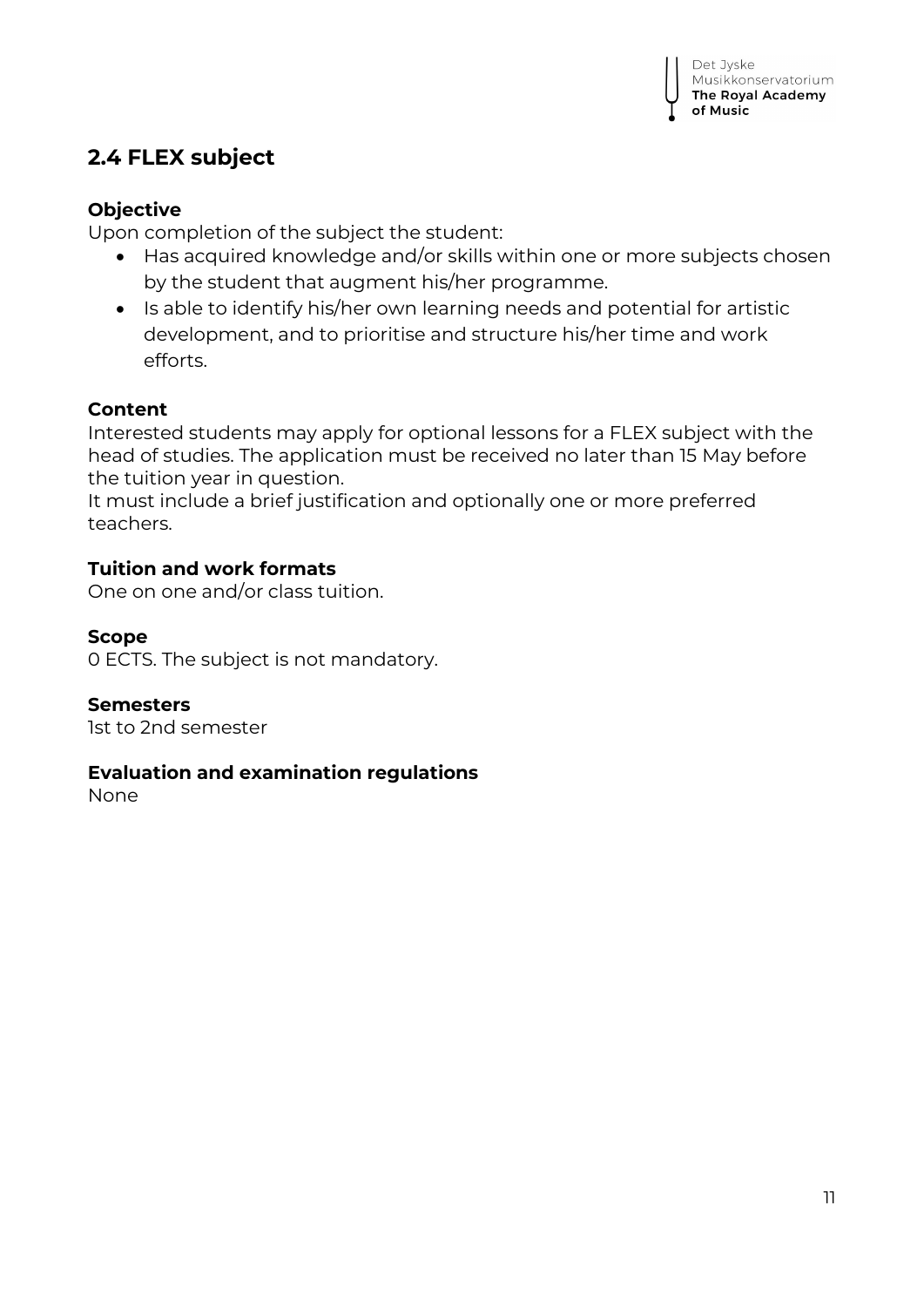## 2.4 FLEX subject

**Objective**

Upon completion of the subject the student:

- Has acquired knowledge and/or skills within one or more subjects chosen by the student that augment his/her programme.
- Is able to identify his/her own learning needs and potential for artistic development, and to prioritise and structure his/her time and work efforts.

**Content**

Interested students may apply for optional lessons for a FLEX subject with the head of studies. The application must be received no later than 15 May before the tuition year in question.
It must include a brief justification and optionally one or more preferred teachers.

**Tuition and work formats**

One on one and/or class tuition.

**Scope**

0 ECTS. The subject is not mandatory.

**Semesters**

1st to 2nd semester

**Evaluation and examination regulations**

None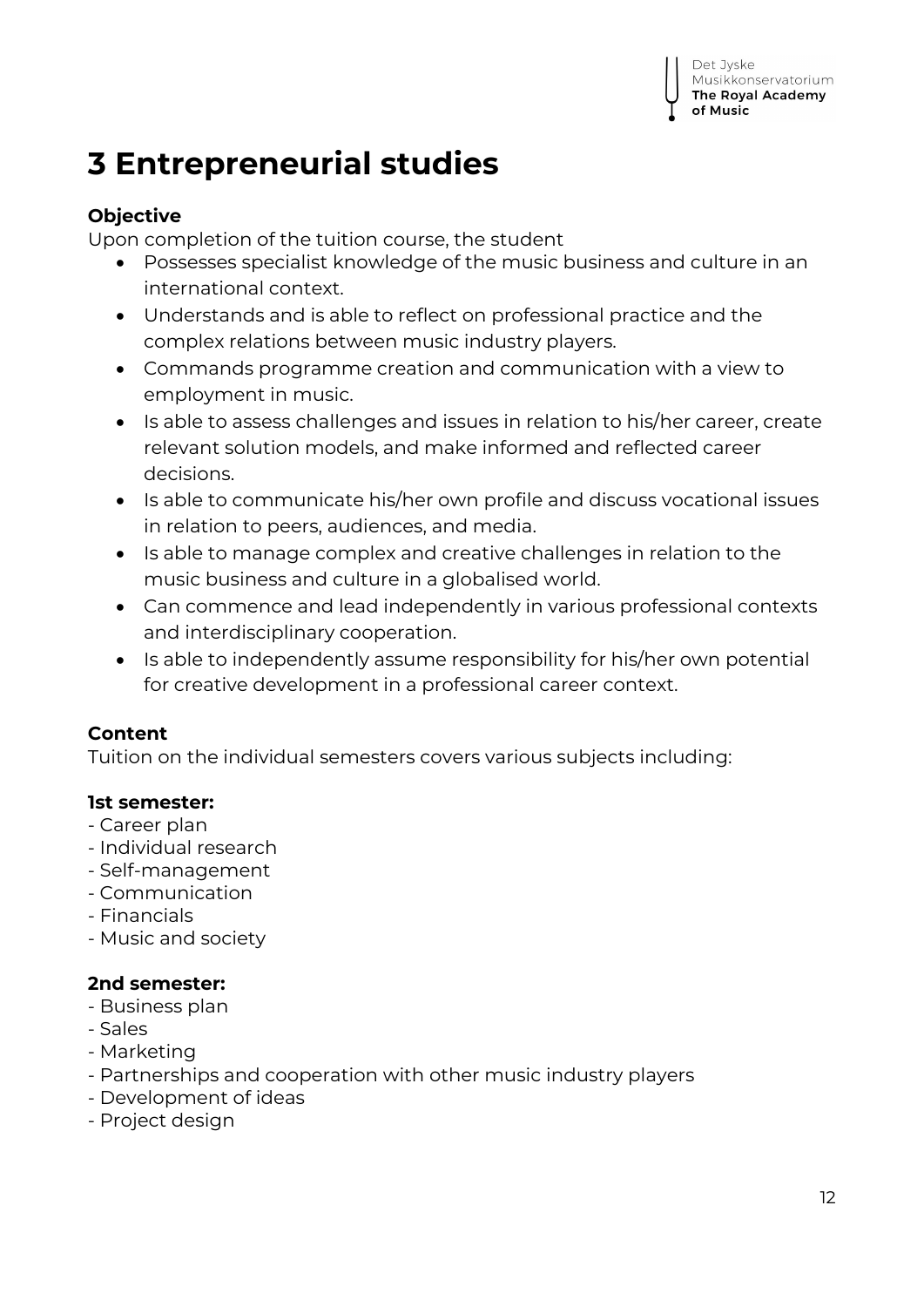# 3 Entrepreneurial studies

**Objective**

Upon completion of the tuition course, the student

- Possesses specialist knowledge of the music business and culture in an international context.
- Understands and is able to reflect on professional practice and the complex relations between music industry players.
- Commands programme creation and communication with a view to employment in music.
- Is able to assess challenges and issues in relation to his/her career, create relevant solution models, and make informed and reflected career decisions.
- Is able to communicate his/her own profile and discuss vocational issues in relation to peers, audiences, and media.
- Is able to manage complex and creative challenges in relation to the music business and culture in a globalised world.
- Can commence and lead independently in various professional contexts and interdisciplinary cooperation.
- Is able to independently assume responsibility for his/her own potential for creative development in a professional career context.

**Content**

Tuition on the individual semesters covers various subjects including:

**1st semester:**

- Career plan
- Individual research
- Self-management
- Communication
- Financials
- Music and society

**2nd semester:**

- Business plan
- Sales
- Marketing
- Partnerships and cooperation with other music industry players
- Development of ideas
- Project design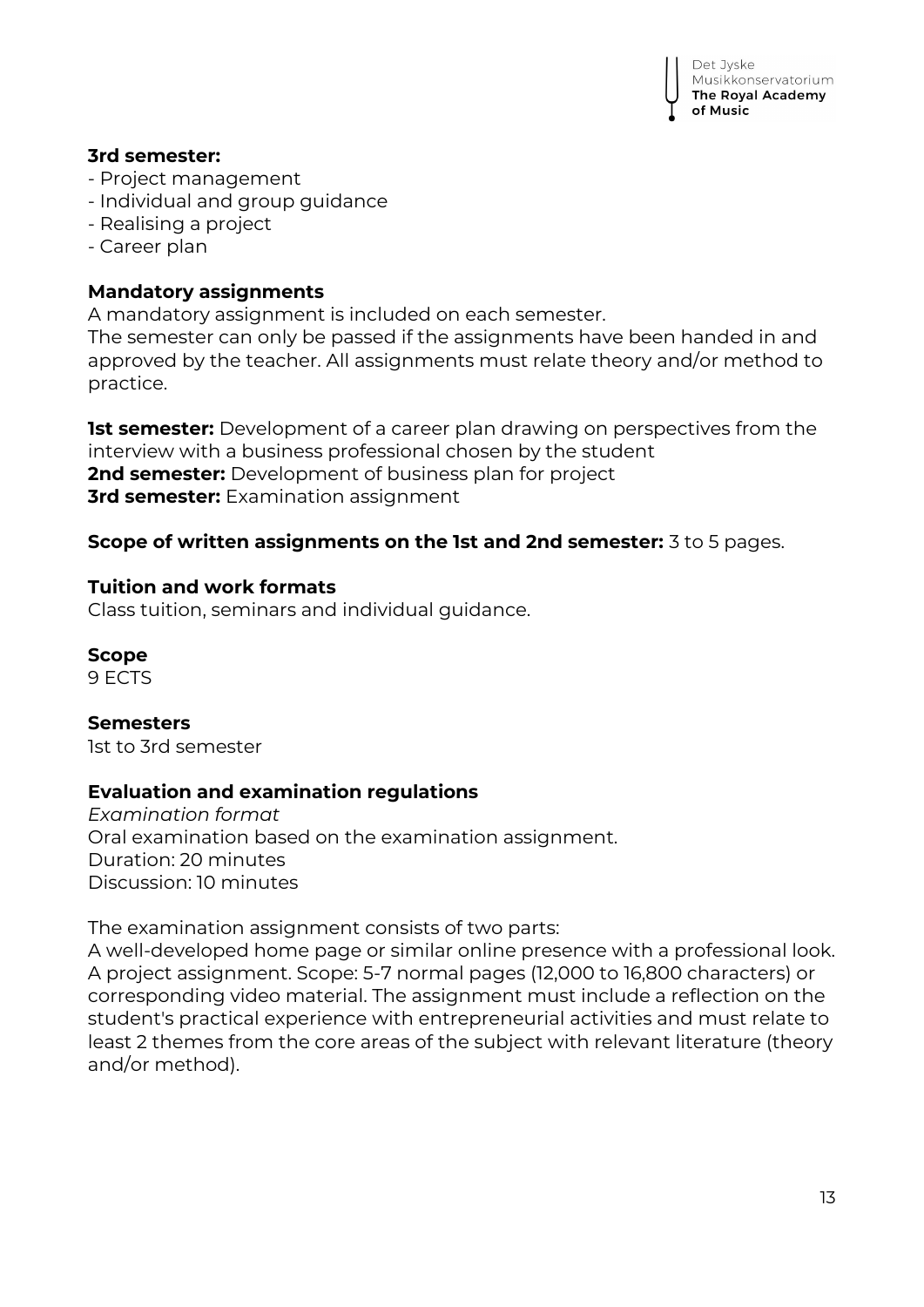**3rd semester:**
- Project management
- Individual and group guidance
- Realising a project
- Career plan

**Mandatory assignments**

A mandatory assignment is included on each semester.
The semester can only be passed if the assignments have been handed in and approved by the teacher. All assignments must relate theory and/or method to practice.

**1st semester:** Development of a career plan drawing on perspectives from the interview with a business professional chosen by the student
**2nd semester:** Development of business plan for project
**3rd semester:** Examination assignment

**Scope of written assignments on the 1st and 2nd semester:** 3 to 5 pages.

**Tuition and work formats**

Class tuition, seminars and individual guidance.

**Scope**

9 ECTS

**Semesters**

1st to 3rd semester

**Evaluation and examination regulations**

*Examination format*
Oral examination based on the examination assignment.
Duration: 20 minutes
Discussion: 10 minutes

The examination assignment consists of two parts:
A well-developed home page or similar online presence with a professional look.
A project assignment. Scope: 5-7 normal pages (12,000 to 16,800 characters) or corresponding video material. The assignment must include a reflection on the student's practical experience with entrepreneurial activities and must relate to least 2 themes from the core areas of the subject with relevant literature (theory and/or method).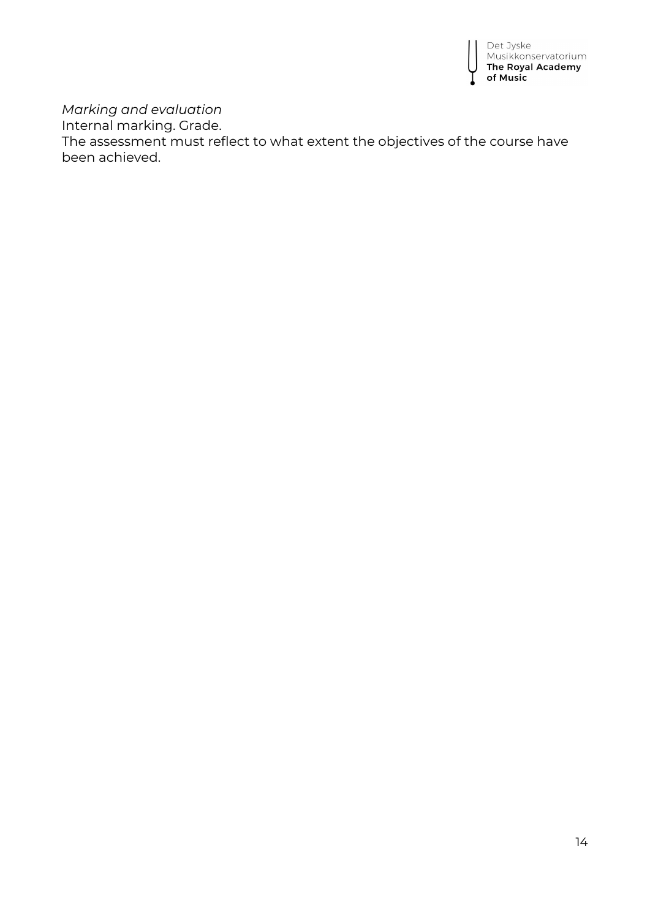*Marking and evaluation*
Internal marking. Grade.
The assessment must reflect to what extent the objectives of the course have been achieved.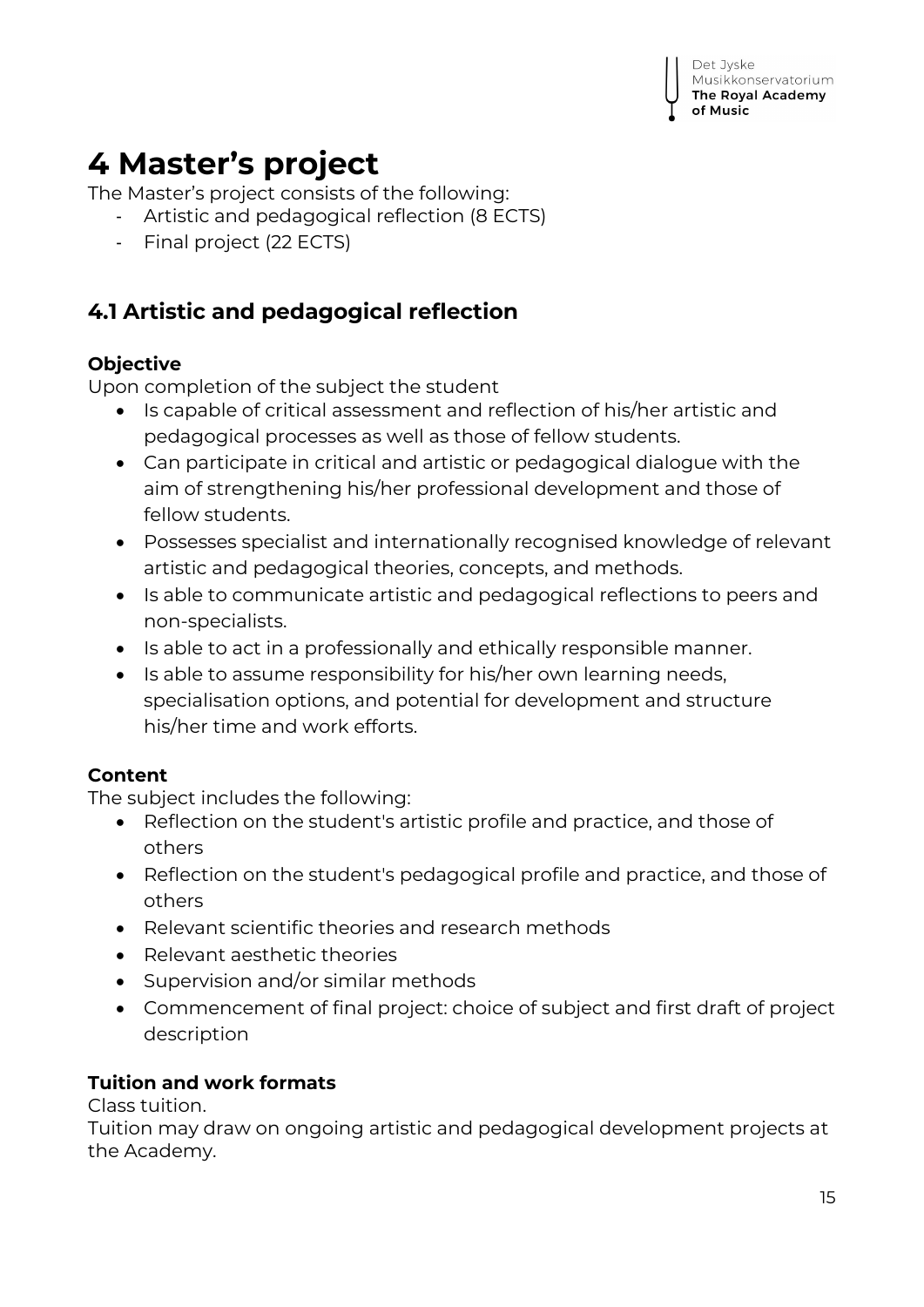# 4 Master's project

The Master's project consists of the following:

- Artistic and pedagogical reflection (8 ECTS)
- Final project (22 ECTS)

## 4.1 Artistic and pedagogical reflection

### Objective

Upon completion of the subject the student

- Is capable of critical assessment and reflection of his/her artistic and pedagogical processes as well as those of fellow students.
- Can participate in critical and artistic or pedagogical dialogue with the aim of strengthening his/her professional development and those of fellow students.
- Possesses specialist and internationally recognised knowledge of relevant artistic and pedagogical theories, concepts, and methods.
- Is able to communicate artistic and pedagogical reflections to peers and non-specialists.
- Is able to act in a professionally and ethically responsible manner.
- Is able to assume responsibility for his/her own learning needs, specialisation options, and potential for development and structure his/her time and work efforts.

### Content

The subject includes the following:

- Reflection on the student's artistic profile and practice, and those of others
- Reflection on the student's pedagogical profile and practice, and those of others
- Relevant scientific theories and research methods
- Relevant aesthetic theories
- Supervision and/or similar methods
- Commencement of final project: choice of subject and first draft of project description

### Tuition and work formats

Class tuition.

Tuition may draw on ongoing artistic and pedagogical development projects at the Academy.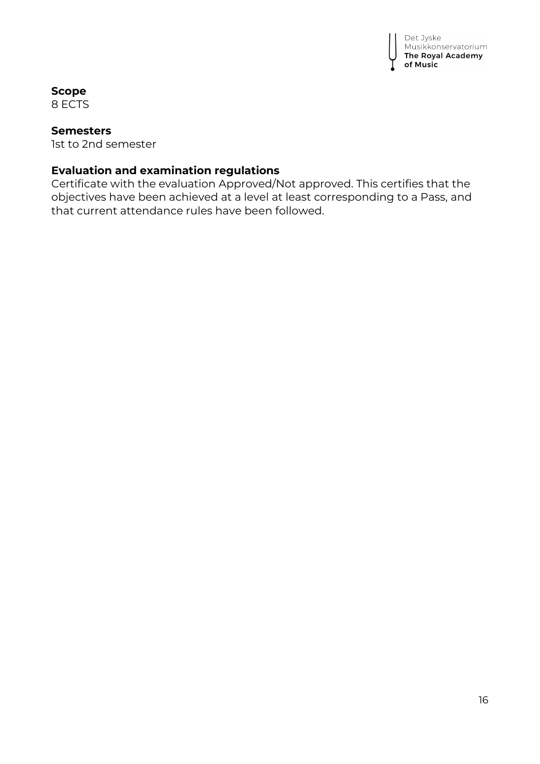**Scope**
8 ECTS

**Semesters**
1st to 2nd semester

**Evaluation and examination regulations**
Certificate with the evaluation Approved/Not approved. This certifies that the objectives have been achieved at a level at least corresponding to a Pass, and that current attendance rules have been followed.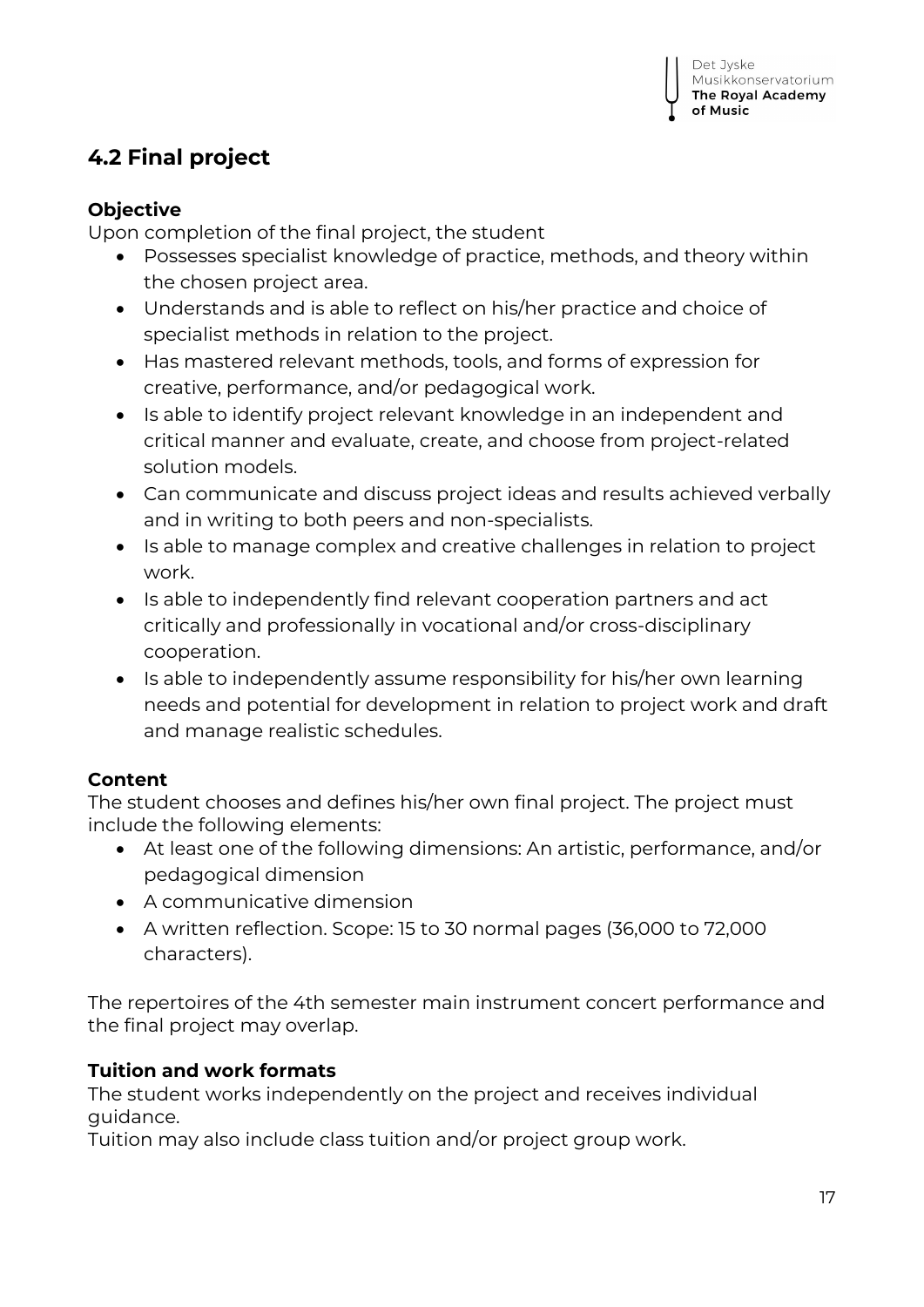## 4.2 Final project

**Objective**

Upon completion of the final project, the student

- Possesses specialist knowledge of practice, methods, and theory within the chosen project area.
- Understands and is able to reflect on his/her practice and choice of specialist methods in relation to the project.
- Has mastered relevant methods, tools, and forms of expression for creative, performance, and/or pedagogical work.
- Is able to identify project relevant knowledge in an independent and critical manner and evaluate, create, and choose from project-related solution models.
- Can communicate and discuss project ideas and results achieved verbally and in writing to both peers and non-specialists.
- Is able to manage complex and creative challenges in relation to project work.
- Is able to independently find relevant cooperation partners and act critically and professionally in vocational and/or cross-disciplinary cooperation.
- Is able to independently assume responsibility for his/her own learning needs and potential for development in relation to project work and draft and manage realistic schedules.

**Content**

The student chooses and defines his/her own final project. The project must include the following elements:

- At least one of the following dimensions: An artistic, performance, and/or pedagogical dimension
- A communicative dimension
- A written reflection. Scope: 15 to 30 normal pages (36,000 to 72,000 characters).

The repertoires of the 4th semester main instrument concert performance and the final project may overlap.

**Tuition and work formats**

The student works independently on the project and receives individual guidance.

Tuition may also include class tuition and/or project group work.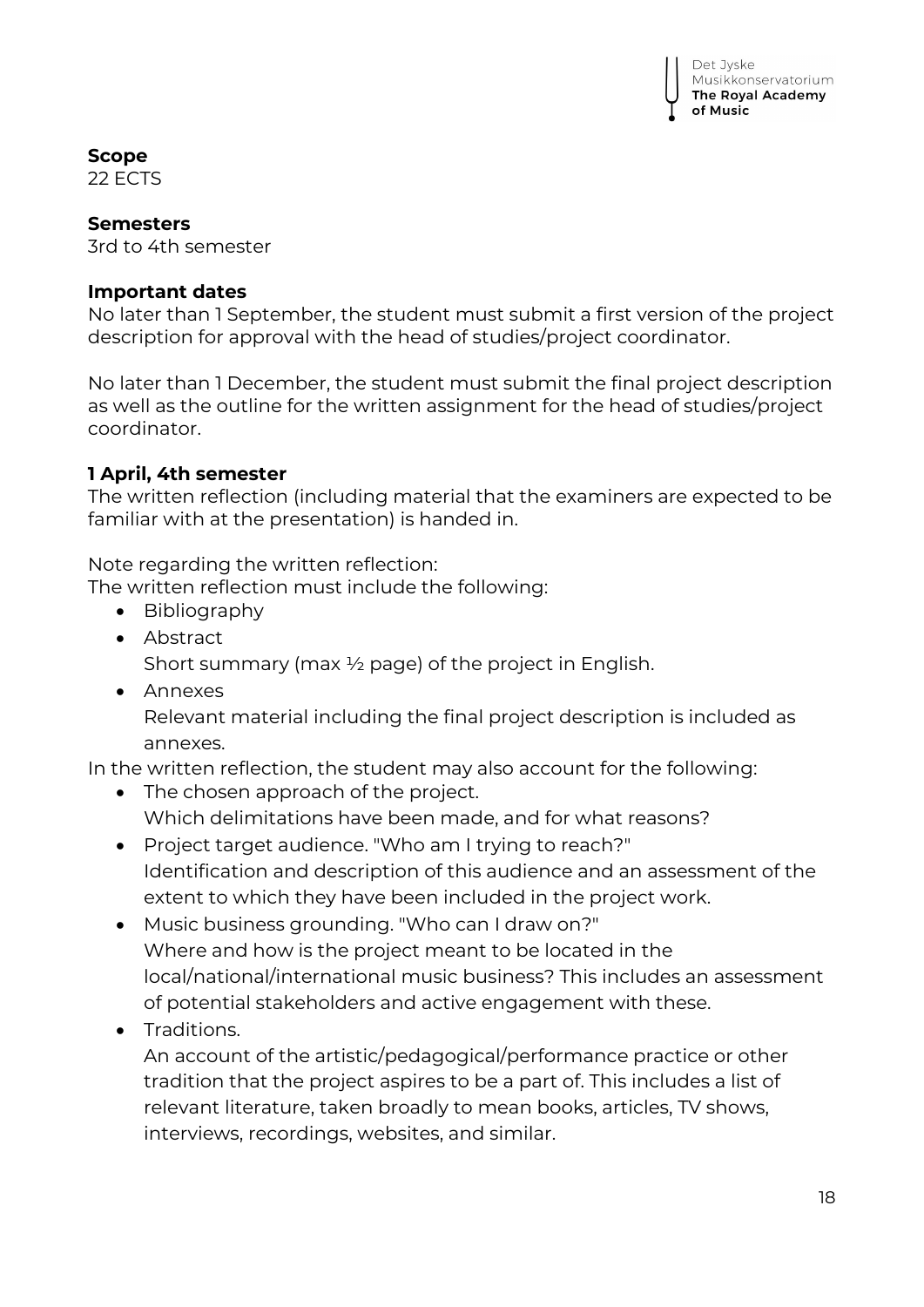**Scope**
22 ECTS

**Semesters**
3rd to 4th semester

**Important dates**
No later than 1 September, the student must submit a first version of the project description for approval with the head of studies/project coordinator.

No later than 1 December, the student must submit the final project description as well as the outline for the written assignment for the head of studies/project coordinator.

**1 April, 4th semester**
The written reflection (including material that the examiners are expected to be familiar with at the presentation) is handed in.

Note regarding the written reflection:
The written reflection must include the following:

- Bibliography
- Abstract
  Short summary (max ½ page) of the project in English.
- Annexes
  Relevant material including the final project description is included as annexes.

In the written reflection, the student may also account for the following:

- The chosen approach of the project.
  Which delimitations have been made, and for what reasons?
- Project target audience. "Who am I trying to reach?"
  Identification and description of this audience and an assessment of the extent to which they have been included in the project work.
- Music business grounding. "Who can I draw on?"
  Where and how is the project meant to be located in the local/national/international music business? This includes an assessment of potential stakeholders and active engagement with these.
- Traditions.
  An account of the artistic/pedagogical/performance practice or other tradition that the project aspires to be a part of. This includes a list of relevant literature, taken broadly to mean books, articles, TV shows, interviews, recordings, websites, and similar.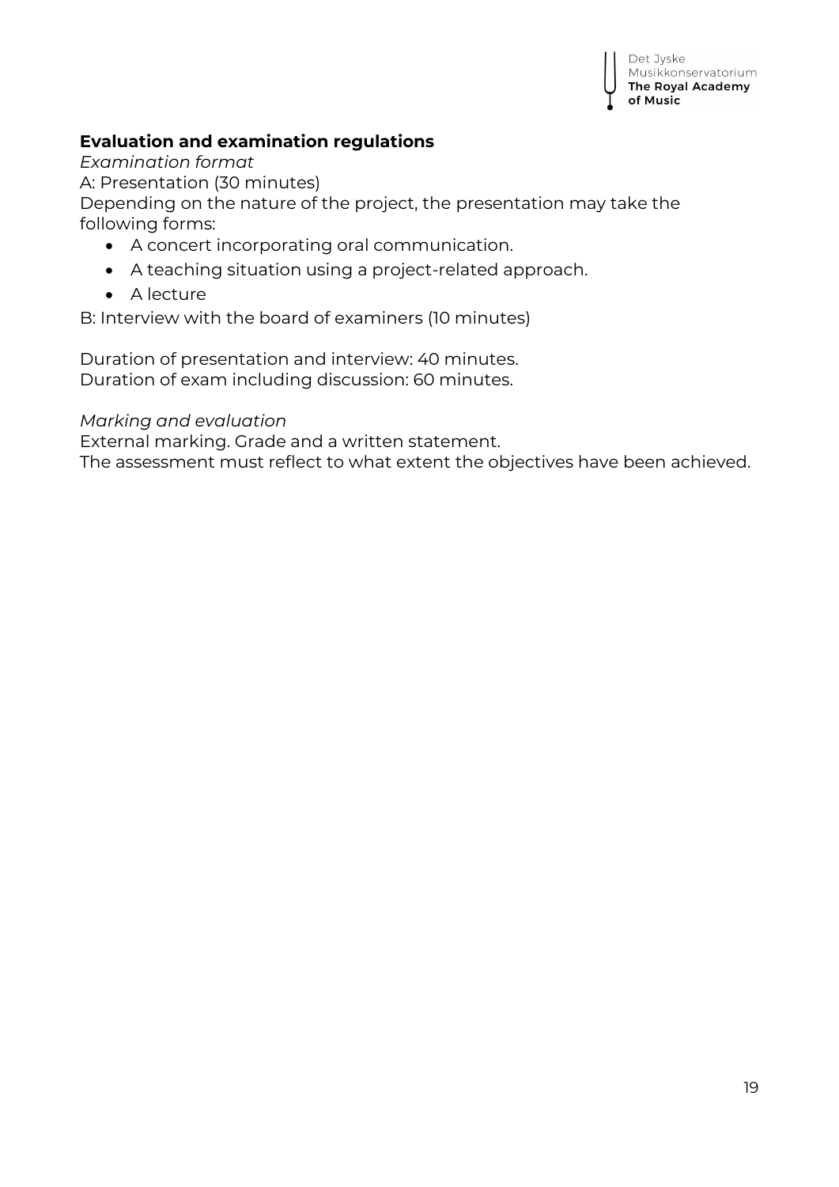**Evaluation and examination regulations**

*Examination format*

A: Presentation (30 minutes)

Depending on the nature of the project, the presentation may take the following forms:

- A concert incorporating oral communication.
- A teaching situation using a project-related approach.
- A lecture

B: Interview with the board of examiners (10 minutes)

Duration of presentation and interview: 40 minutes.
Duration of exam including discussion: 60 minutes.

*Marking and evaluation*

External marking. Grade and a written statement.
The assessment must reflect to what extent the objectives have been achieved.